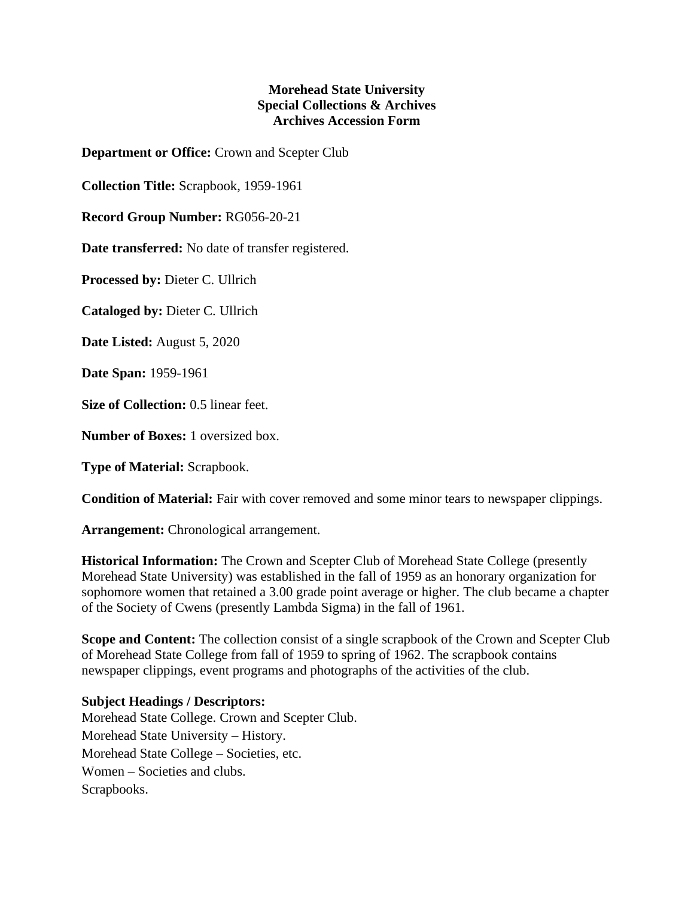**Morehead State University**
**Special Collections & Archives**
**Archives Accession Form**

**Department or Office:** Crown and Scepter Club

**Collection Title:** Scrapbook, 1959-1961

**Record Group Number:** RG056-20-21

**Date transferred:** No date of transfer registered.

**Processed by:** Dieter C. Ullrich

**Cataloged by:** Dieter C. Ullrich

**Date Listed:** August 5, 2020

**Date Span:** 1959-1961

**Size of Collection:** 0.5 linear feet.

**Number of Boxes:** 1 oversized box.

**Type of Material:** Scrapbook.

**Condition of Material:** Fair with cover removed and some minor tears to newspaper clippings.

**Arrangement:** Chronological arrangement.

**Historical Information:** The Crown and Scepter Club of Morehead State College (presently Morehead State University) was established in the fall of 1959 as an honorary organization for sophomore women that retained a 3.00 grade point average or higher. The club became a chapter of the Society of Cwens (presently Lambda Sigma) in the fall of 1961.

**Scope and Content:** The collection consist of a single scrapbook of the Crown and Scepter Club of Morehead State College from fall of 1959 to spring of 1962. The scrapbook contains newspaper clippings, event programs and photographs of the activities of the club.

**Subject Headings / Descriptors:**
Morehead State College. Crown and Scepter Club.
Morehead State University – History.
Morehead State College – Societies, etc.
Women – Societies and clubs.
Scrapbooks.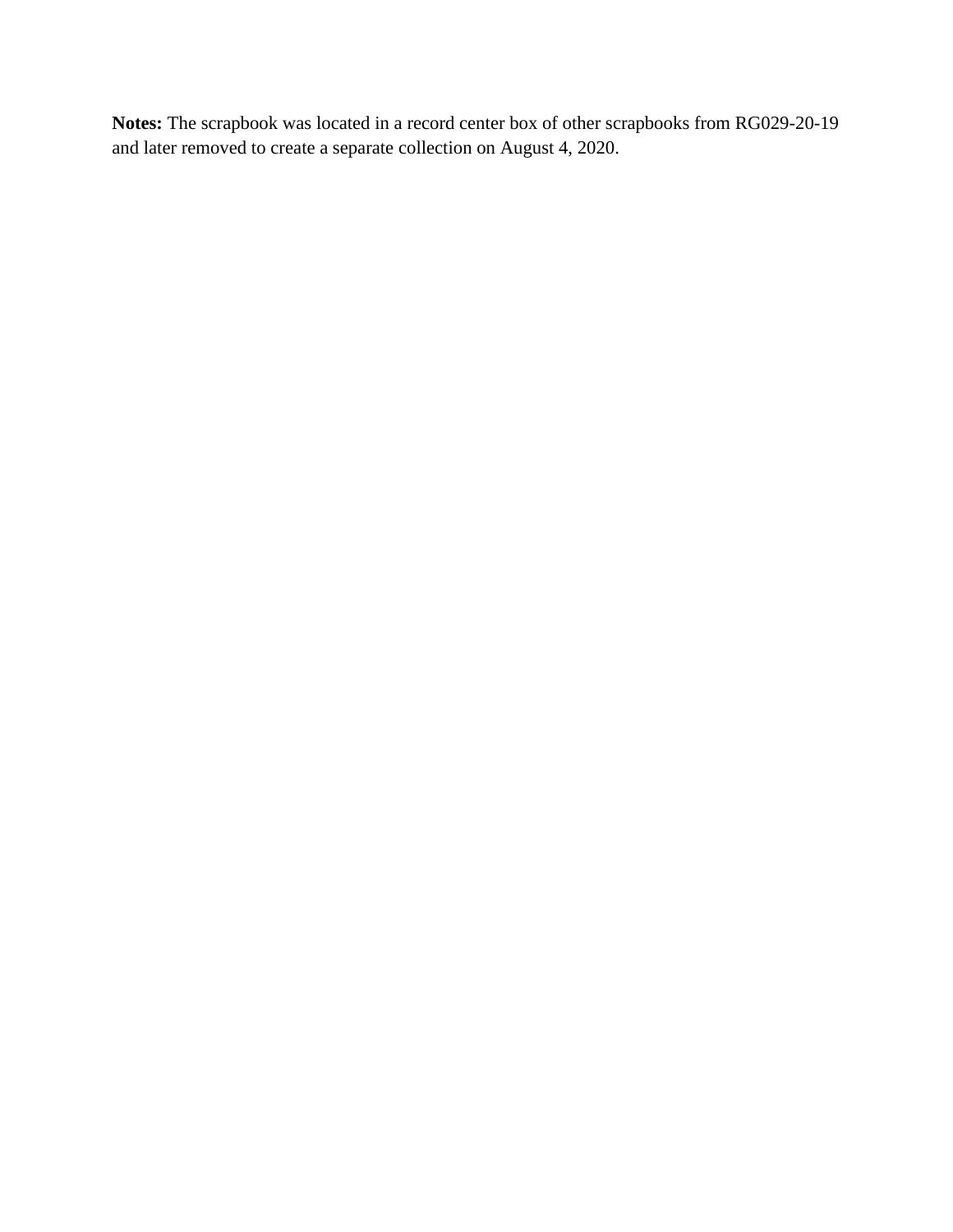**Notes:** The scrapbook was located in a record center box of other scrapbooks from RG029-20-19 and later removed to create a separate collection on August 4, 2020.